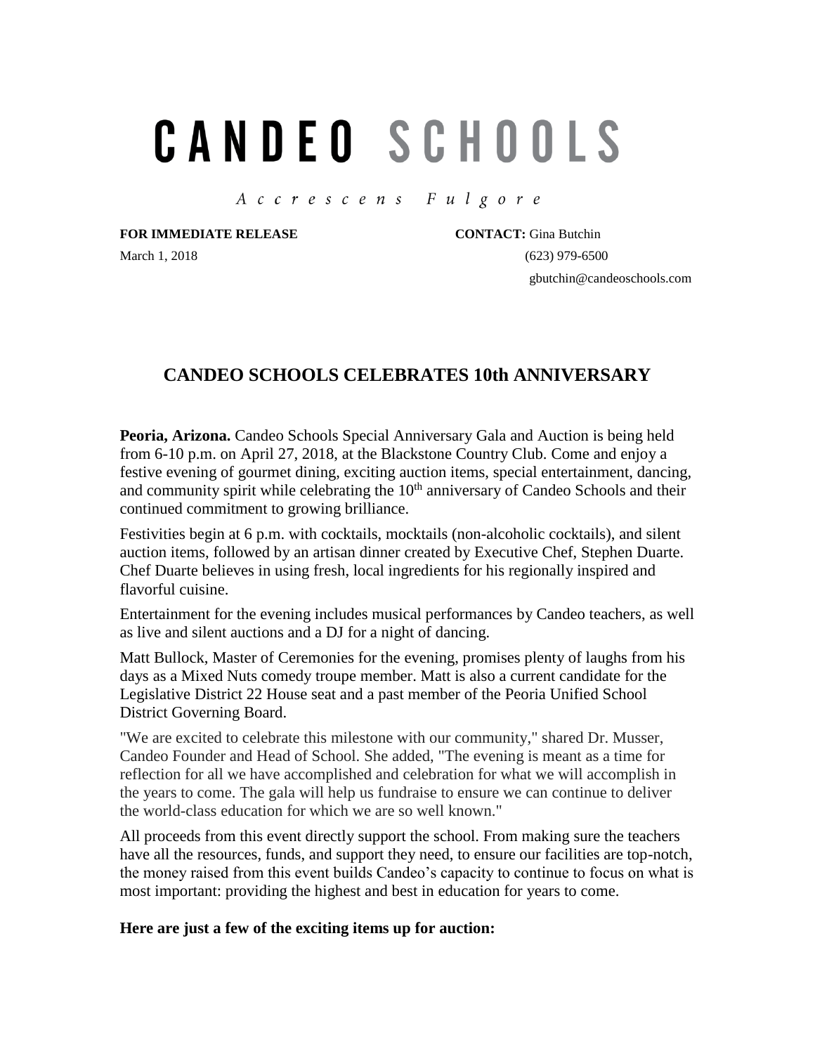# CANDEO SCHOOLS

*Accrescens Fulgore*

**FOR IMMEDIATE RELEASE**
March 1, 2018

**CONTACT:** Gina Butchin
(623) 979-6500
gbutchin@candeoschools.com

## CANDEO SCHOOLS CELEBRATES 10th ANNIVERSARY

**Peoria, Arizona.** Candeo Schools Special Anniversary Gala and Auction is being held from 6-10 p.m. on April 27, 2018, at the Blackstone Country Club. Come and enjoy a festive evening of gourmet dining, exciting auction items, special entertainment, dancing, and community spirit while celebrating the 10th anniversary of Candeo Schools and their continued commitment to growing brilliance.

Festivities begin at 6 p.m. with cocktails, mocktails (non-alcoholic cocktails), and silent auction items, followed by an artisan dinner created by Executive Chef, Stephen Duarte. Chef Duarte believes in using fresh, local ingredients for his regionally inspired and flavorful cuisine.

Entertainment for the evening includes musical performances by Candeo teachers, as well as live and silent auctions and a DJ for a night of dancing.

Matt Bullock, Master of Ceremonies for the evening, promises plenty of laughs from his days as a Mixed Nuts comedy troupe member. Matt is also a current candidate for the Legislative District 22 House seat and a past member of the Peoria Unified School District Governing Board.

"We are excited to celebrate this milestone with our community," shared Dr. Musser, Candeo Founder and Head of School. She added, "The evening is meant as a time for reflection for all we have accomplished and celebration for what we will accomplish in the years to come. The gala will help us fundraise to ensure we can continue to deliver the world-class education for which we are so well known."

All proceeds from this event directly support the school. From making sure the teachers have all the resources, funds, and support they need, to ensure our facilities are top-notch, the money raised from this event builds Candeo's capacity to continue to focus on what is most important: providing the highest and best in education for years to come.

**Here are just a few of the exciting items up for auction:**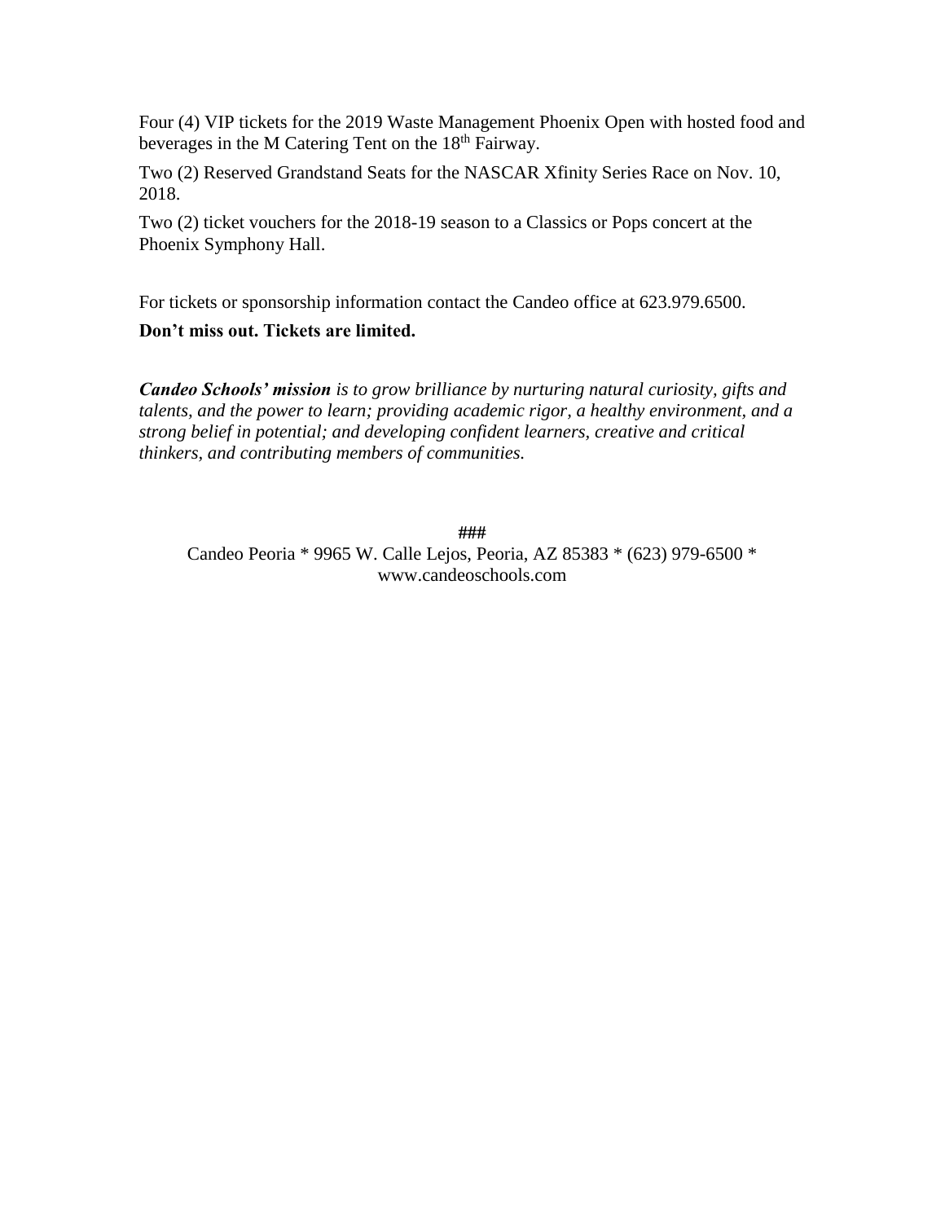Four (4) VIP tickets for the 2019 Waste Management Phoenix Open with hosted food and beverages in the M Catering Tent on the 18th Fairway.

Two (2) Reserved Grandstand Seats for the NASCAR Xfinity Series Race on Nov. 10, 2018.

Two (2) ticket vouchers for the 2018-19 season to a Classics or Pops concert at the Phoenix Symphony Hall.

For tickets or sponsorship information contact the Candeo office at 623.979.6500.

**Don't miss out. Tickets are limited.**

***Candeo Schools' mission*** *is to grow brilliance by nurturing natural curiosity, gifts and talents, and the power to learn; providing academic rigor, a healthy environment, and a strong belief in potential; and developing confident learners, creative and critical thinkers, and contributing members of communities.*

###

Candeo Peoria * 9965 W. Calle Lejos, Peoria, AZ 85383 * (623) 979-6500 * www.candeoschools.com